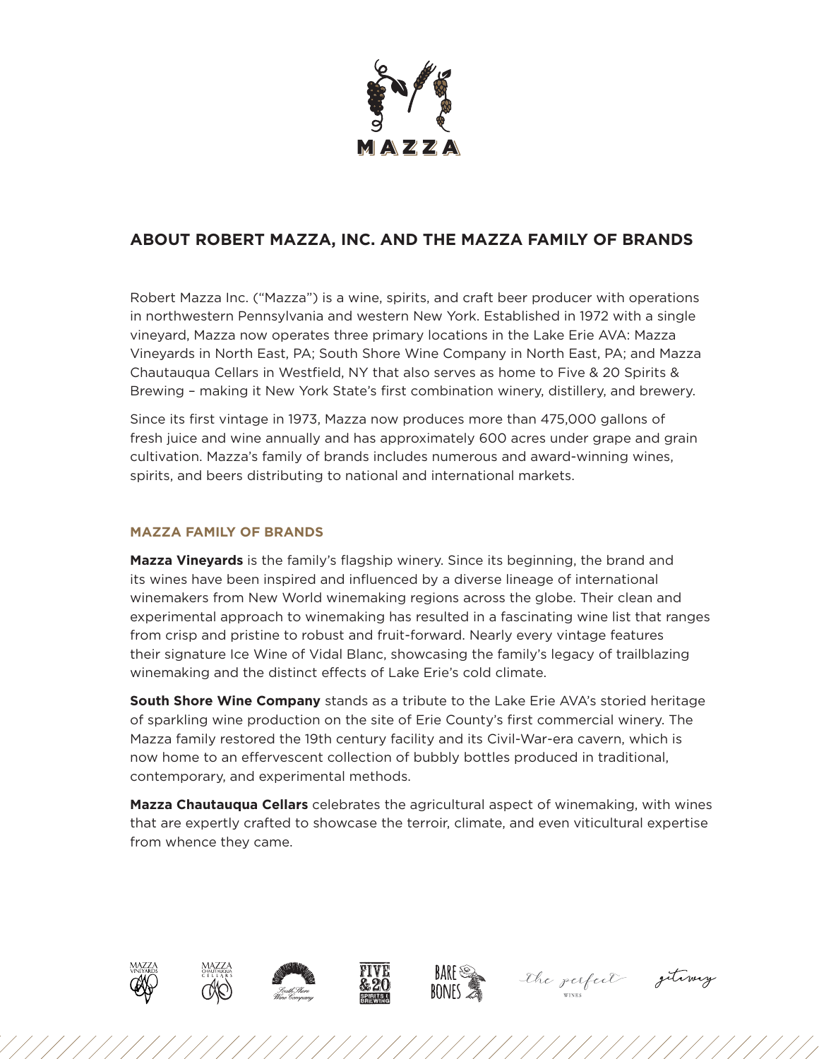# ABOUT ROBERT MAZZA, INC. AND THE MAZZA FAMILY OF BRANDS

Robert Mazza Inc. ("Mazza") is a wine, spirits, and craft beer producer with operations in northwestern Pennsylvania and western New York. Established in 1972 with a single vineyard, Mazza now operates three primary locations in the Lake Erie AVA: Mazza Vineyards in North East, PA; South Shore Wine Company in North East, PA; and Mazza Chautauqua Cellars in Westfield, NY that also serves as home to Five & 20 Spirits & Brewing – making it New York State's first combination winery, distillery, and brewery.

Since its first vintage in 1973, Mazza now produces more than 475,000 gallons of fresh juice and wine annually and has approximately 600 acres under grape and grain cultivation. Mazza's family of brands includes numerous and award-winning wines, spirits, and beers distributing to national and international markets.

## MAZZA FAMILY OF BRANDS

**Mazza Vineyards** is the family's flagship winery. Since its beginning, the brand and its wines have been inspired and influenced by a diverse lineage of international winemakers from New World winemaking regions across the globe. Their clean and experimental approach to winemaking has resulted in a fascinating wine list that ranges from crisp and pristine to robust and fruit-forward. Nearly every vintage features their signature Ice Wine of Vidal Blanc, showcasing the family's legacy of trailblazing winemaking and the distinct effects of Lake Erie's cold climate.

**South Shore Wine Company** stands as a tribute to the Lake Erie AVA's storied heritage of sparkling wine production on the site of Erie County's first commercial winery. The Mazza family restored the 19th century facility and its Civil-War-era cavern, which is now home to an effervescent collection of bubbly bottles produced in traditional, contemporary, and experimental methods.

**Mazza Chautauqua Cellars** celebrates the agricultural aspect of winemaking, with wines that are expertly crafted to showcase the terroir, climate, and even viticultural expertise from whence they came.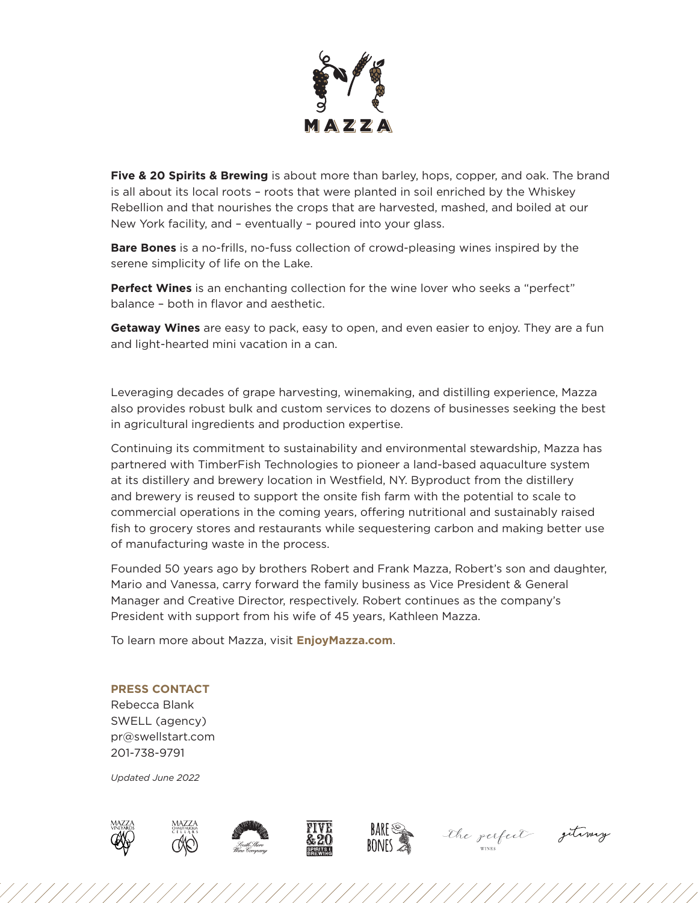**Five & 20 Spirits & Brewing** is about more than barley, hops, copper, and oak. The brand is all about its local roots – roots that were planted in soil enriched by the Whiskey Rebellion and that nourishes the crops that are harvested, mashed, and boiled at our New York facility, and – eventually – poured into your glass.

**Bare Bones** is a no-frills, no-fuss collection of crowd-pleasing wines inspired by the serene simplicity of life on the Lake.

**Perfect Wines** is an enchanting collection for the wine lover who seeks a "perfect" balance – both in flavor and aesthetic.

**Getaway Wines** are easy to pack, easy to open, and even easier to enjoy. They are a fun and light-hearted mini vacation in a can.

Leveraging decades of grape harvesting, winemaking, and distilling experience, Mazza also provides robust bulk and custom services to dozens of businesses seeking the best in agricultural ingredients and production expertise.

Continuing its commitment to sustainability and environmental stewardship, Mazza has partnered with TimberFish Technologies to pioneer a land-based aquaculture system at its distillery and brewery location in Westfield, NY. Byproduct from the distillery and brewery is reused to support the onsite fish farm with the potential to scale to commercial operations in the coming years, offering nutritional and sustainably raised fish to grocery stores and restaurants while sequestering carbon and making better use of manufacturing waste in the process.

Founded 50 years ago by brothers Robert and Frank Mazza, Robert's son and daughter, Mario and Vanessa, carry forward the family business as Vice President & General Manager and Creative Director, respectively. Robert continues as the company's President with support from his wife of 45 years, Kathleen Mazza.

To learn more about Mazza, visit **EnjoyMazza.com**.

**PRESS CONTACT**
Rebecca Blank
SWELL (agency)
pr@swellstart.com
201-738-9791

*Updated June 2022*